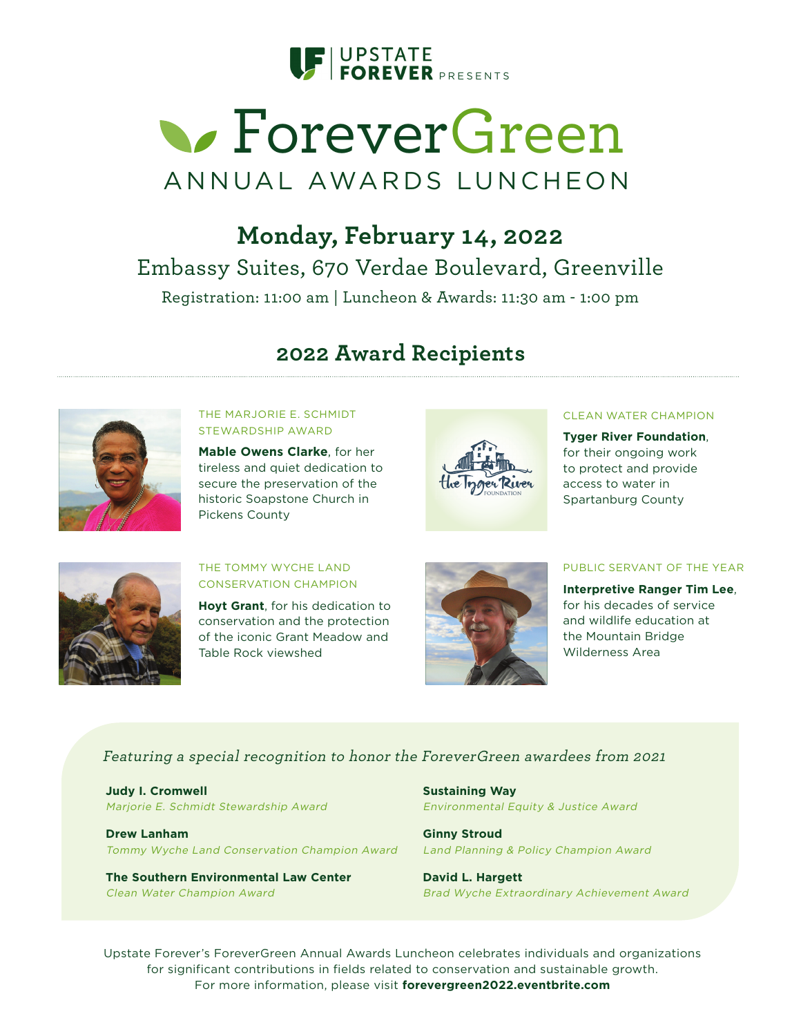UPSTATE FOREVER PRESENTS

# ForeverGreen

## ANNUAL AWARDS LUNCHEON

### Monday, February 14, 2022

Embassy Suites, 670 Verdae Boulevard, Greenville

Registration: 11:00 am | Luncheon & Awards: 11:30 am - 1:00 pm

## 2022 Award Recipients

THE MARJORIE E. SCHMIDT STEWARDSHIP AWARD

**Mable Owens Clarke**, for her tireless and quiet dedication to secure the preservation of the historic Soapstone Church in Pickens County

CLEAN WATER CHAMPION

**Tyger River Foundation**, for their ongoing work to protect and provide access to water in Spartanburg County

THE TOMMY WYCHE LAND CONSERVATION CHAMPION

**Hoyt Grant**, for his dedication to conservation and the protection of the iconic Grant Meadow and Table Rock viewshed

PUBLIC SERVANT OF THE YEAR

**Interpretive Ranger Tim Lee**, for his decades of service and wildlife education at the Mountain Bridge Wilderness Area

*Featuring a special recognition to honor the ForeverGreen awardees from 2021*

**Judy I. Cromwell**
*Marjorie E. Schmidt Stewardship Award*

**Drew Lanham**
*Tommy Wyche Land Conservation Champion Award*

**The Southern Environmental Law Center**
*Clean Water Champion Award*

**Sustaining Way**
*Environmental Equity & Justice Award*

**Ginny Stroud**
*Land Planning & Policy Champion Award*

**David L. Hargett**
*Brad Wyche Extraordinary Achievement Award*

Upstate Forever's ForeverGreen Annual Awards Luncheon celebrates individuals and organizations for significant contributions in fields related to conservation and sustainable growth. For more information, please visit **forevergreen2022.eventbrite.com**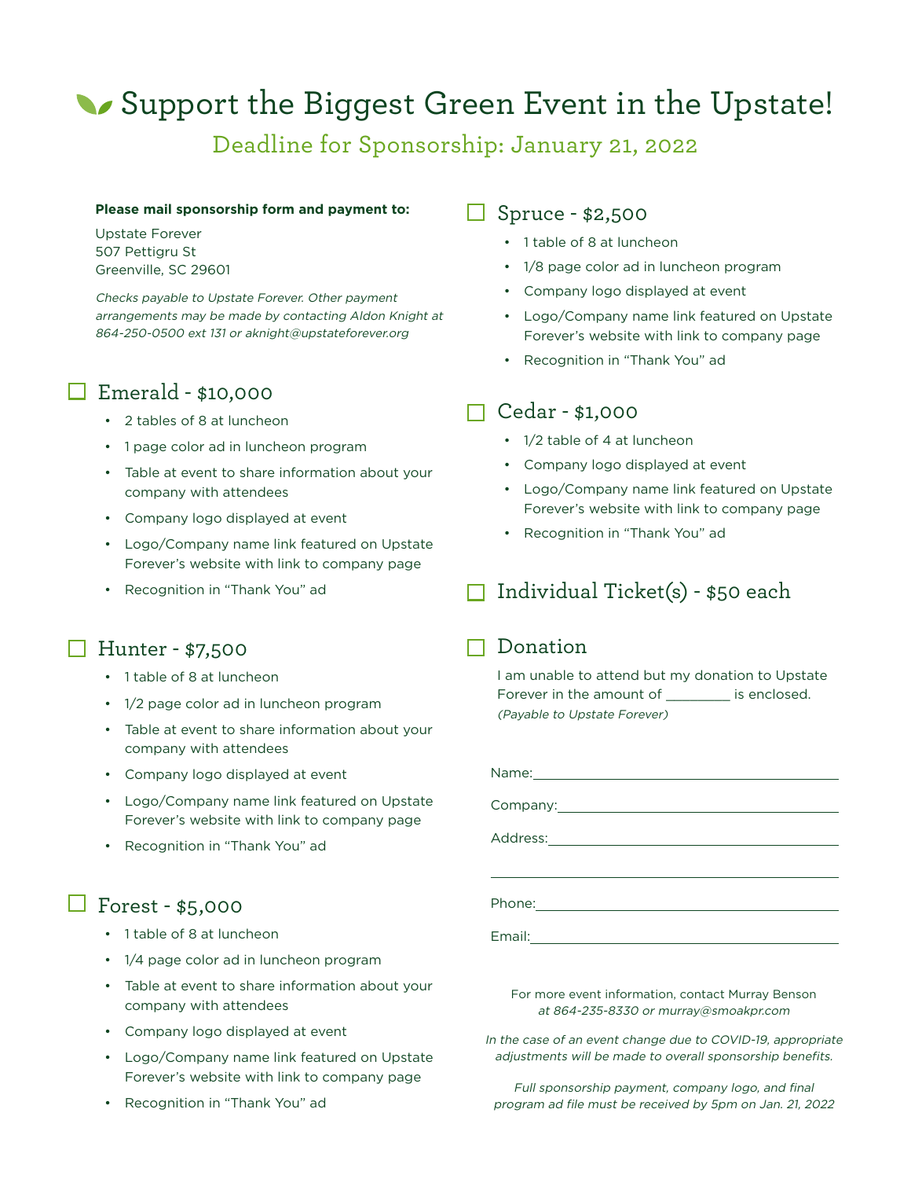# Support the Biggest Green Event in the Upstate!

## Deadline for Sponsorship: January 21, 2022

**Please mail sponsorship form and payment to:**

Upstate Forever
507 Pettigru St
Greenville, SC 29601

*Checks payable to Upstate Forever. Other payment arrangements may be made by contacting Aldon Knight at 864-250-0500 ext 131 or aknight@upstateforever.org*

### ☐ Emerald - $10,000

- 2 tables of 8 at luncheon
- 1 page color ad in luncheon program
- Table at event to share information about your company with attendees
- Company logo displayed at event
- Logo/Company name link featured on Upstate Forever's website with link to company page
- Recognition in "Thank You" ad

### ☐ Hunter - $7,500

- 1 table of 8 at luncheon
- 1/2 page color ad in luncheon program
- Table at event to share information about your company with attendees
- Company logo displayed at event
- Logo/Company name link featured on Upstate Forever's website with link to company page
- Recognition in "Thank You" ad

### ☐ Forest - $5,000

- 1 table of 8 at luncheon
- 1/4 page color ad in luncheon program
- Table at event to share information about your company with attendees
- Company logo displayed at event
- Logo/Company name link featured on Upstate Forever's website with link to company page
- Recognition in "Thank You" ad

### ☐ Spruce - $2,500

- 1 table of 8 at luncheon
- 1/8 page color ad in luncheon program
- Company logo displayed at event
- Logo/Company name link featured on Upstate Forever's website with link to company page
- Recognition in "Thank You" ad

### ☐ Cedar - $1,000

- 1/2 table of 4 at luncheon
- Company logo displayed at event
- Logo/Company name link featured on Upstate Forever's website with link to company page
- Recognition in "Thank You" ad

### ☐ Individual Ticket(s) - $50 each

### ☐ Donation

I am unable to attend but my donation to Upstate Forever in the amount of _________ is enclosed.
*(Payable to Upstate Forever)*

Name:_______________________________________

Company:____________________________________

Address:_____________________________________

_____________________________________________

Phone:_______________________________________

Email:_______________________________________

For more event information, contact Murray Benson *at 864-235-8330 or murray@smoakpr.com*

*In the case of an event change due to COVID-19, appropriate adjustments will be made to overall sponsorship benefits.*

*Full sponsorship payment, company logo, and final program ad file must be received by 5pm on Jan. 21, 2022*